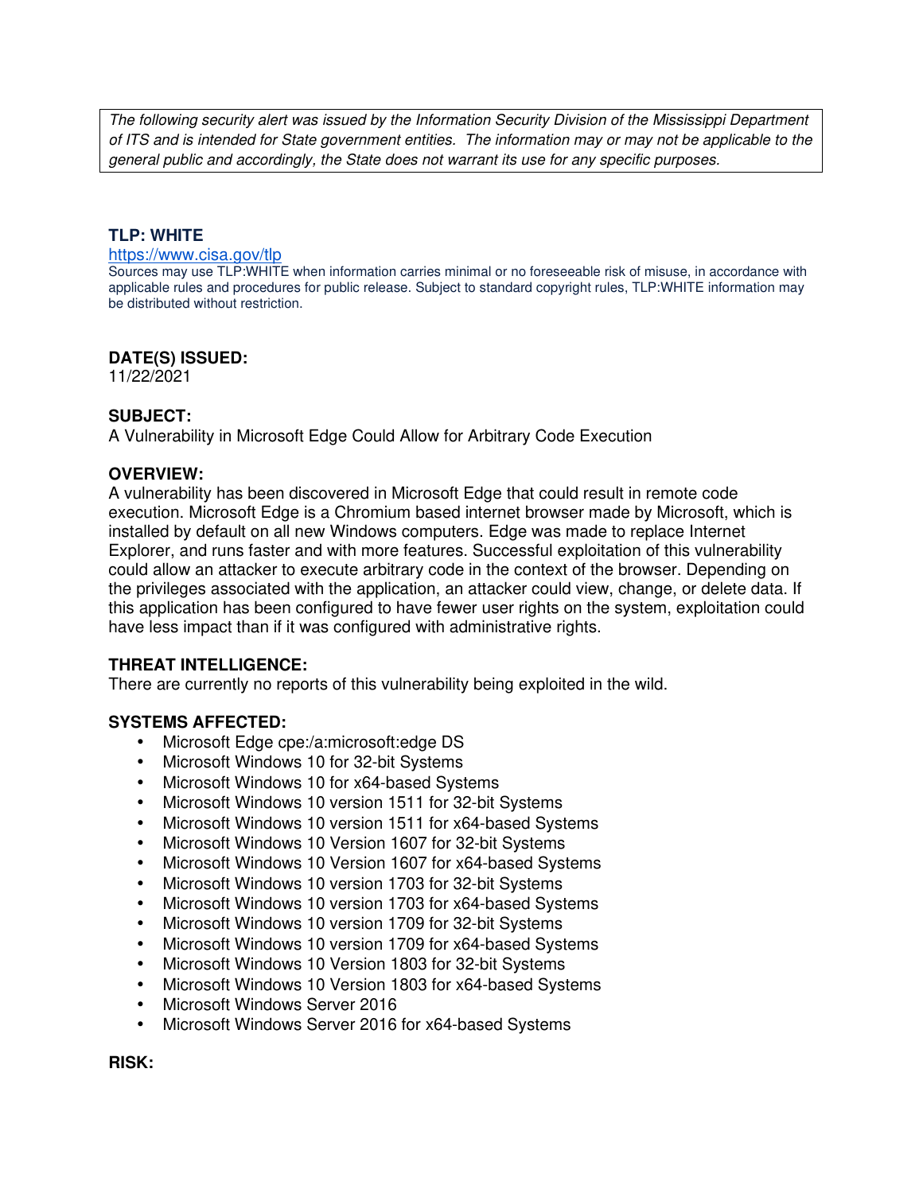*The following security alert was issued by the Information Security Division of the Mississippi Department of ITS and is intended for State government entities. The information may or may not be applicable to the general public and accordingly, the State does not warrant its use for any specific purposes.*

**TLP: WHITE**

https://www.cisa.gov/tlp

Sources may use TLP:WHITE when information carries minimal or no foreseeable risk of misuse, in accordance with applicable rules and procedures for public release. Subject to standard copyright rules, TLP:WHITE information may be distributed without restriction.

**DATE(S) ISSUED:**

11/22/2021

**SUBJECT:**

A Vulnerability in Microsoft Edge Could Allow for Arbitrary Code Execution

**OVERVIEW:**

A vulnerability has been discovered in Microsoft Edge that could result in remote code execution. Microsoft Edge is a Chromium based internet browser made by Microsoft, which is installed by default on all new Windows computers. Edge was made to replace Internet Explorer, and runs faster and with more features. Successful exploitation of this vulnerability could allow an attacker to execute arbitrary code in the context of the browser. Depending on the privileges associated with the application, an attacker could view, change, or delete data. If this application has been configured to have fewer user rights on the system, exploitation could have less impact than if it was configured with administrative rights.

**THREAT INTELLIGENCE:**

There are currently no reports of this vulnerability being exploited in the wild.

**SYSTEMS AFFECTED:**

- Microsoft Edge cpe:/a:microsoft:edge DS
- Microsoft Windows 10 for 32-bit Systems
- Microsoft Windows 10 for x64-based Systems
- Microsoft Windows 10 version 1511 for 32-bit Systems
- Microsoft Windows 10 version 1511 for x64-based Systems
- Microsoft Windows 10 Version 1607 for 32-bit Systems
- Microsoft Windows 10 Version 1607 for x64-based Systems
- Microsoft Windows 10 version 1703 for 32-bit Systems
- Microsoft Windows 10 version 1703 for x64-based Systems
- Microsoft Windows 10 version 1709 for 32-bit Systems
- Microsoft Windows 10 version 1709 for x64-based Systems
- Microsoft Windows 10 Version 1803 for 32-bit Systems
- Microsoft Windows 10 Version 1803 for x64-based Systems
- Microsoft Windows Server 2016
- Microsoft Windows Server 2016 for x64-based Systems

**RISK:**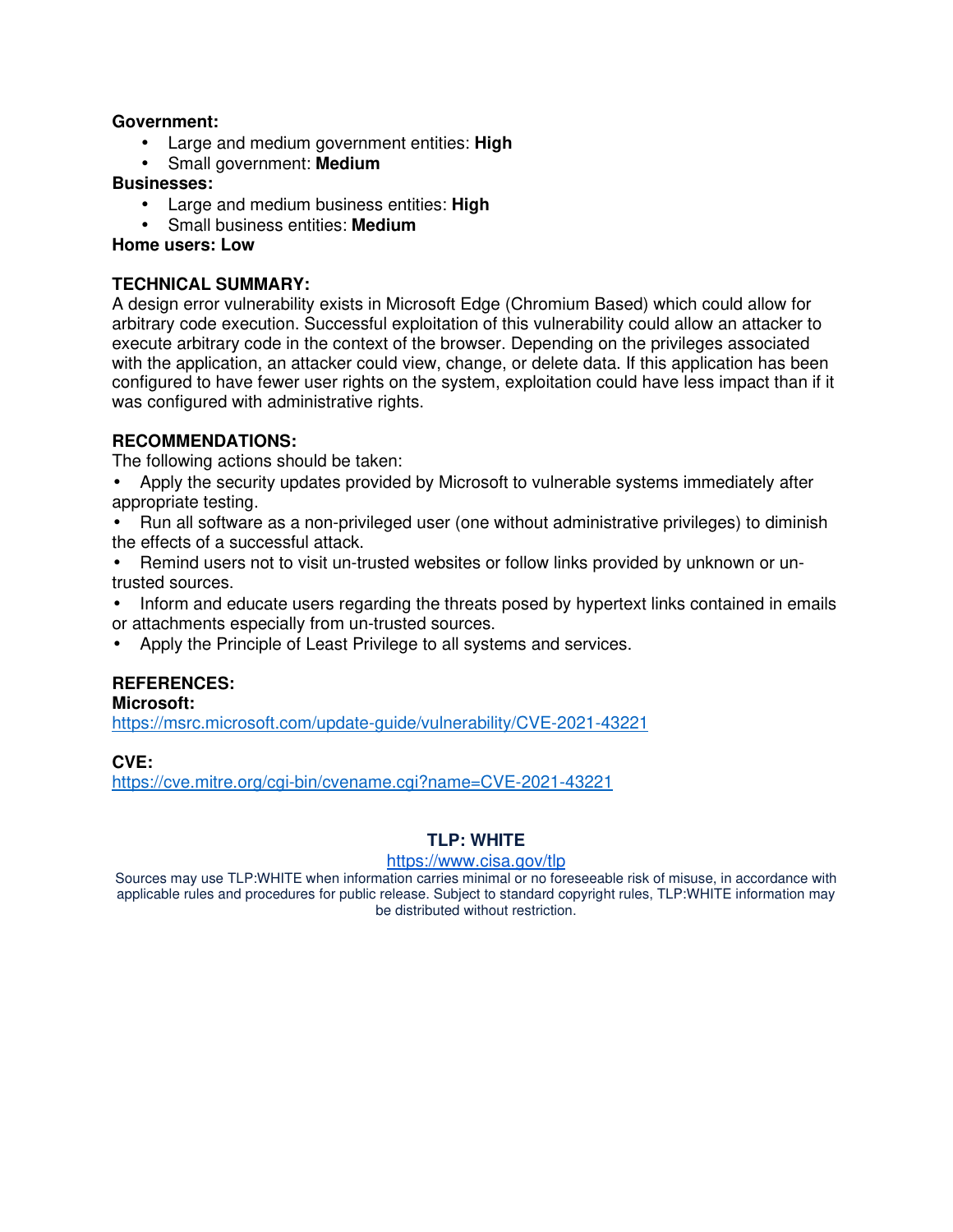**Government:**

- Large and medium government entities: **High**
- Small government: **Medium**

**Businesses:**

- Large and medium business entities: **High**
- Small business entities: **Medium**

**Home users: Low**

## TECHNICAL SUMMARY:

A design error vulnerability exists in Microsoft Edge (Chromium Based) which could allow for arbitrary code execution. Successful exploitation of this vulnerability could allow an attacker to execute arbitrary code in the context of the browser. Depending on the privileges associated with the application, an attacker could view, change, or delete data. If this application has been configured to have fewer user rights on the system, exploitation could have less impact than if it was configured with administrative rights.

## RECOMMENDATIONS:

The following actions should be taken:

- Apply the security updates provided by Microsoft to vulnerable systems immediately after appropriate testing.
- Run all software as a non-privileged user (one without administrative privileges) to diminish the effects of a successful attack.
- Remind users not to visit un-trusted websites or follow links provided by unknown or un-trusted sources.
- Inform and educate users regarding the threats posed by hypertext links contained in emails or attachments especially from un-trusted sources.
- Apply the Principle of Least Privilege to all systems and services.

## REFERENCES:

**Microsoft:**
https://msrc.microsoft.com/update-guide/vulnerability/CVE-2021-43221

**CVE:**
https://cve.mitre.org/cgi-bin/cvename.cgi?name=CVE-2021-43221

**TLP: WHITE**

https://www.cisa.gov/tlp

Sources may use TLP:WHITE when information carries minimal or no foreseeable risk of misuse, in accordance with applicable rules and procedures for public release. Subject to standard copyright rules, TLP:WHITE information may be distributed without restriction.